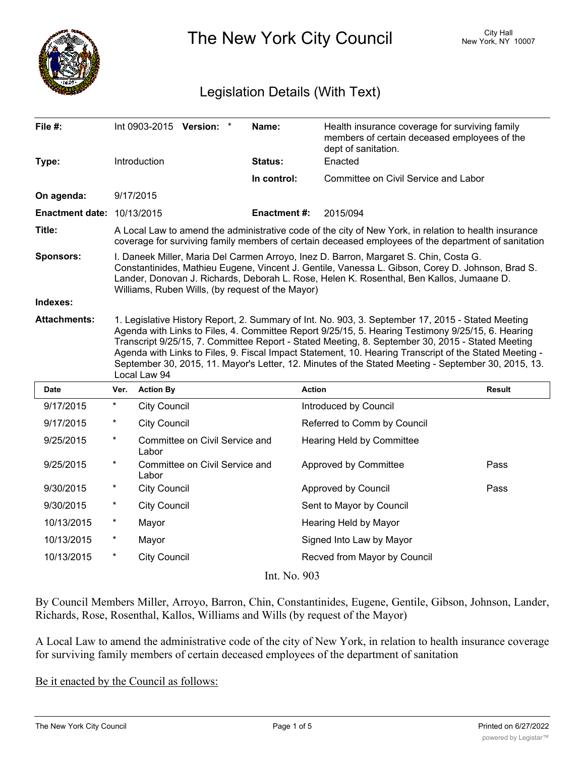# The New York City Council

City Hall
New York, NY 10007

## Legislation Details (With Text)

| | | | |
|---|---|---|---|
| **File #:** | Int 0903-2015 **Version:** * | **Name:** | Health insurance coverage for surviving family members of certain deceased employees of the dept of sanitation. |
| **Type:** | Introduction | **Status:** | Enacted |
| | | **In control:** | Committee on Civil Service and Labor |
| **On agenda:** | 9/17/2015 | | |
| **Enactment date:** | 10/13/2015 | **Enactment #:** | 2015/094 |

**Title:** A Local Law to amend the administrative code of the city of New York, in relation to health insurance coverage for surviving family members of certain deceased employees of the department of sanitation

**Sponsors:** I. Daneek Miller, Maria Del Carmen Arroyo, Inez D. Barron, Margaret S. Chin, Costa G. Constantinides, Mathieu Eugene, Vincent J. Gentile, Vanessa L. Gibson, Corey D. Johnson, Brad S. Lander, Donovan J. Richards, Deborah L. Rose, Helen K. Rosenthal, Ben Kallos, Jumaane D. Williams, Ruben Wills, (by request of the Mayor)

**Indexes:**

**Attachments:** 1. Legislative History Report, 2. Summary of Int. No. 903, 3. September 17, 2015 - Stated Meeting Agenda with Links to Files, 4. Committee Report 9/25/15, 5. Hearing Testimony 9/25/15, 6. Hearing Transcript 9/25/15, 7. Committee Report - Stated Meeting, 8. September 30, 2015 - Stated Meeting Agenda with Links to Files, 9. Fiscal Impact Statement, 10. Hearing Transcript of the Stated Meeting - September 30, 2015, 11. Mayor's Letter, 12. Minutes of the Stated Meeting - September 30, 2015, 13. Local Law 94

| Date | Ver. | Action By | Action | Result |
|---|---|---|---|---|
| 9/17/2015 | * | City Council | Introduced by Council | |
| 9/17/2015 | * | City Council | Referred to Comm by Council | |
| 9/25/2015 | * | Committee on Civil Service and Labor | Hearing Held by Committee | |
| 9/25/2015 | * | Committee on Civil Service and Labor | Approved by Committee | Pass |
| 9/30/2015 | * | City Council | Approved by Council | Pass |
| 9/30/2015 | * | City Council | Sent to Mayor by Council | |
| 10/13/2015 | * | Mayor | Hearing Held by Mayor | |
| 10/13/2015 | * | Mayor | Signed Into Law by Mayor | |
| 10/13/2015 | * | City Council | Recved from Mayor by Council | |

Int. No. 903

By Council Members Miller, Arroyo, Barron, Chin, Constantinides, Eugene, Gentile, Gibson, Johnson, Lander, Richards, Rose, Rosenthal, Kallos, Williams and Wills (by request of the Mayor)

A Local Law to amend the administrative code of the city of New York, in relation to health insurance coverage for surviving family members of certain deceased employees of the department of sanitation

Be it enacted by the Council as follows: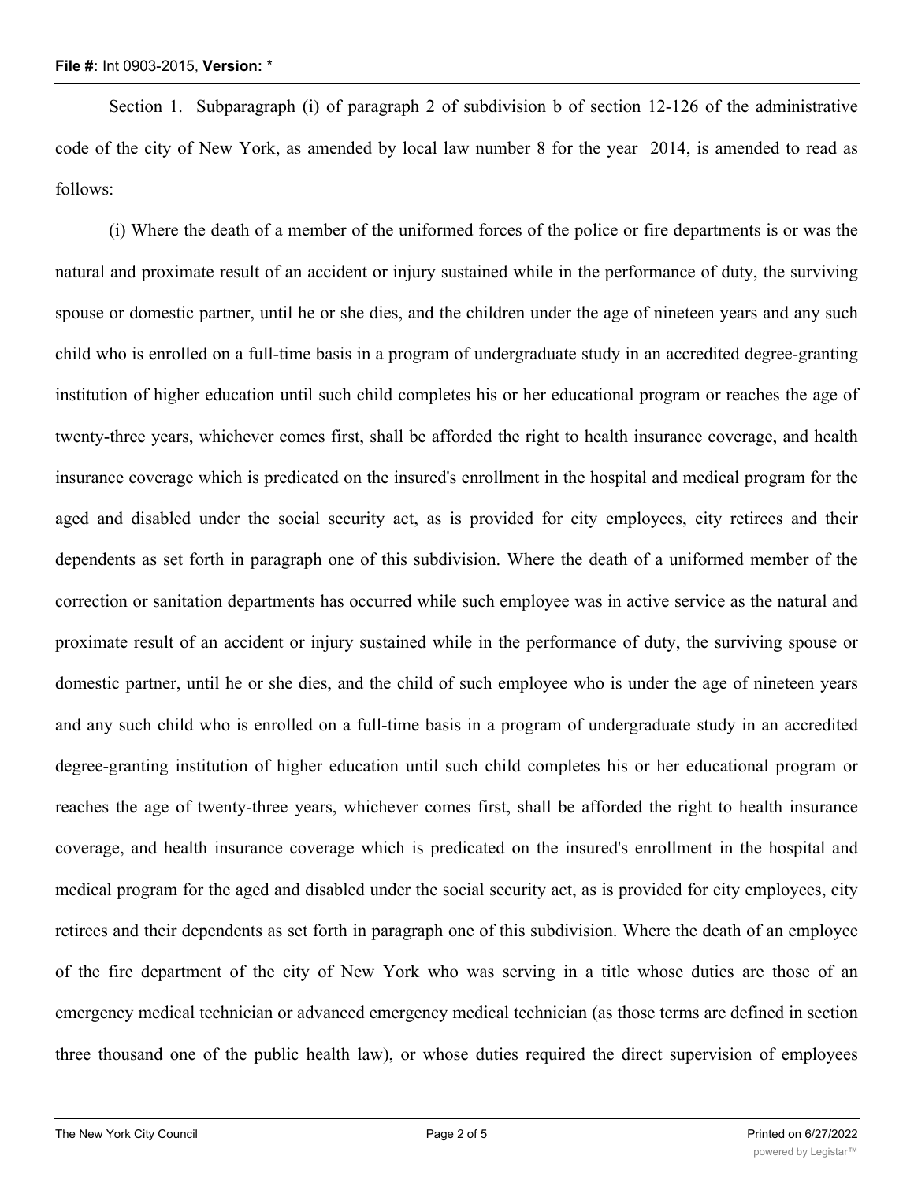Section 1. Subparagraph (i) of paragraph 2 of subdivision b of section 12-126 of the administrative code of the city of New York, as amended by local law number 8 for the year 2014, is amended to read as follows:

(i) Where the death of a member of the uniformed forces of the police or fire departments is or was the natural and proximate result of an accident or injury sustained while in the performance of duty, the surviving spouse or domestic partner, until he or she dies, and the children under the age of nineteen years and any such child who is enrolled on a full-time basis in a program of undergraduate study in an accredited degree-granting institution of higher education until such child completes his or her educational program or reaches the age of twenty-three years, whichever comes first, shall be afforded the right to health insurance coverage, and health insurance coverage which is predicated on the insured's enrollment in the hospital and medical program for the aged and disabled under the social security act, as is provided for city employees, city retirees and their dependents as set forth in paragraph one of this subdivision. Where the death of a uniformed member of the correction or sanitation departments has occurred while such employee was in active service as the natural and proximate result of an accident or injury sustained while in the performance of duty, the surviving spouse or domestic partner, until he or she dies, and the child of such employee who is under the age of nineteen years and any such child who is enrolled on a full-time basis in a program of undergraduate study in an accredited degree-granting institution of higher education until such child completes his or her educational program or reaches the age of twenty-three years, whichever comes first, shall be afforded the right to health insurance coverage, and health insurance coverage which is predicated on the insured's enrollment in the hospital and medical program for the aged and disabled under the social security act, as is provided for city employees, city retirees and their dependents as set forth in paragraph one of this subdivision. Where the death of an employee of the fire department of the city of New York who was serving in a title whose duties are those of an emergency medical technician or advanced emergency medical technician (as those terms are defined in section three thousand one of the public health law), or whose duties required the direct supervision of employees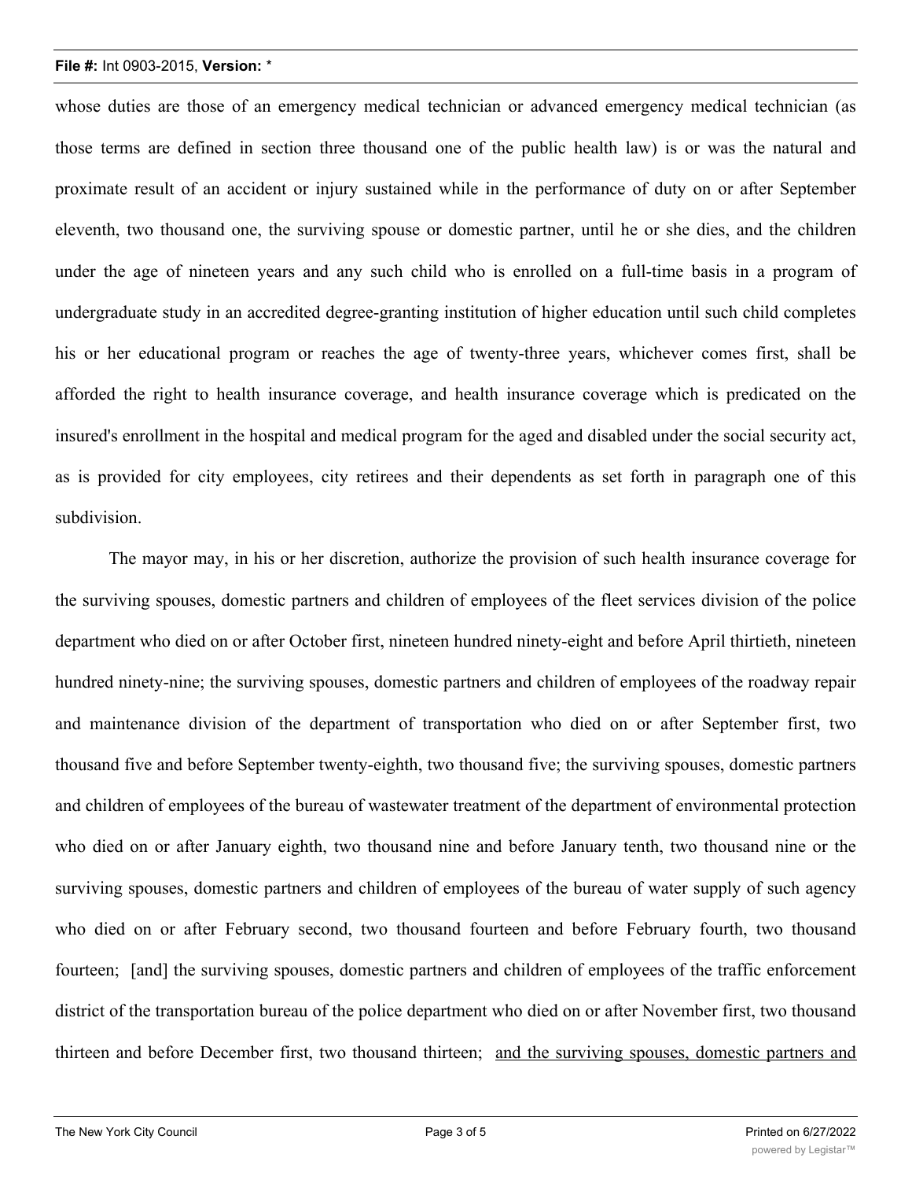whose duties are those of an emergency medical technician or advanced emergency medical technician (as those terms are defined in section three thousand one of the public health law) is or was the natural and proximate result of an accident or injury sustained while in the performance of duty on or after September eleventh, two thousand one, the surviving spouse or domestic partner, until he or she dies, and the children under the age of nineteen years and any such child who is enrolled on a full-time basis in a program of undergraduate study in an accredited degree-granting institution of higher education until such child completes his or her educational program or reaches the age of twenty-three years, whichever comes first, shall be afforded the right to health insurance coverage, and health insurance coverage which is predicated on the insured's enrollment in the hospital and medical program for the aged and disabled under the social security act, as is provided for city employees, city retirees and their dependents as set forth in paragraph one of this subdivision.

The mayor may, in his or her discretion, authorize the provision of such health insurance coverage for the surviving spouses, domestic partners and children of employees of the fleet services division of the police department who died on or after October first, nineteen hundred ninety-eight and before April thirtieth, nineteen hundred ninety-nine; the surviving spouses, domestic partners and children of employees of the roadway repair and maintenance division of the department of transportation who died on or after September first, two thousand five and before September twenty-eighth, two thousand five; the surviving spouses, domestic partners and children of employees of the bureau of wastewater treatment of the department of environmental protection who died on or after January eighth, two thousand nine and before January tenth, two thousand nine or the surviving spouses, domestic partners and children of employees of the bureau of water supply of such agency who died on or after February second, two thousand fourteen and before February fourth, two thousand fourteen; [and] the surviving spouses, domestic partners and children of employees of the traffic enforcement district of the transportation bureau of the police department who died on or after November first, two thousand thirteen and before December first, two thousand thirteen; <u>and the surviving spouses, domestic partners and</u>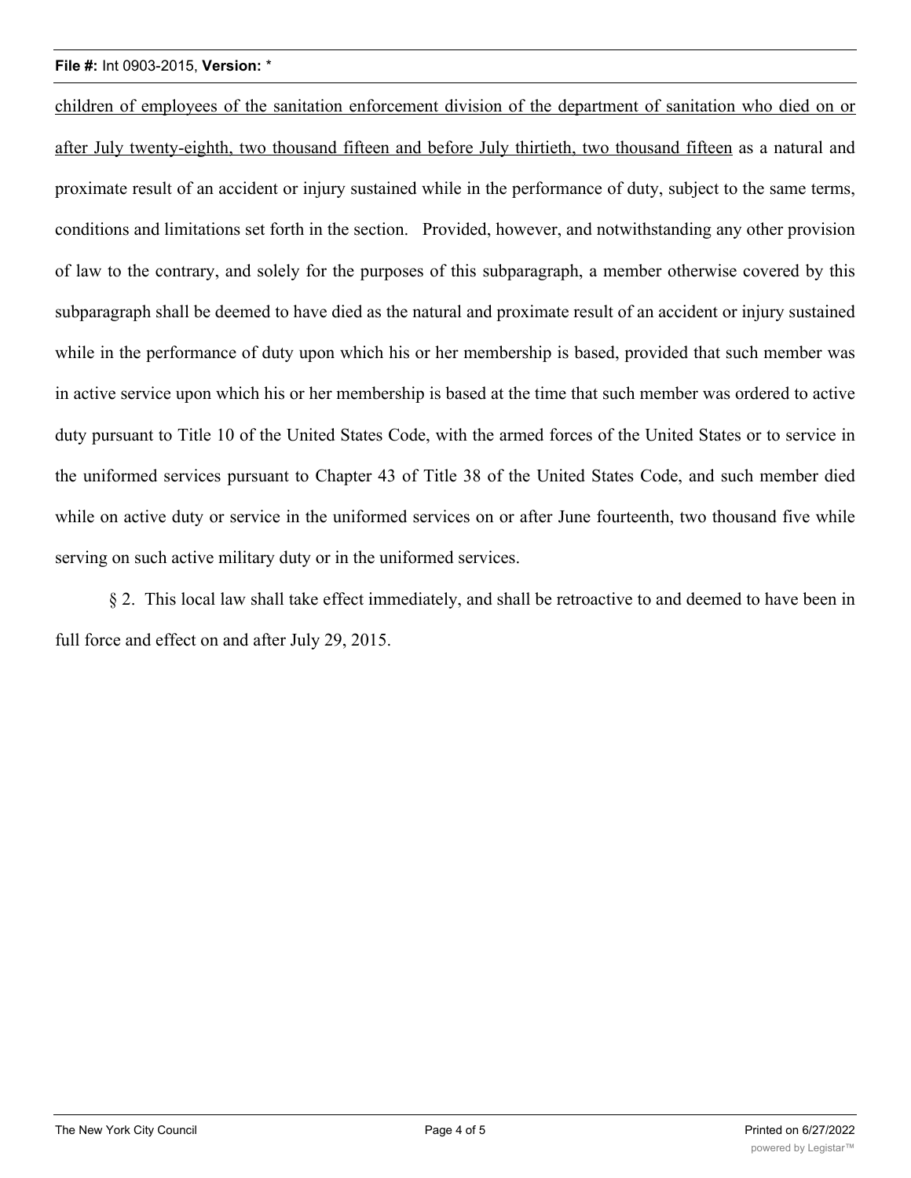children of employees of the sanitation enforcement division of the department of sanitation who died on or after July twenty-eighth, two thousand fifteen and before July thirtieth, two thousand fifteen as a natural and proximate result of an accident or injury sustained while in the performance of duty, subject to the same terms, conditions and limitations set forth in the section. Provided, however, and notwithstanding any other provision of law to the contrary, and solely for the purposes of this subparagraph, a member otherwise covered by this subparagraph shall be deemed to have died as the natural and proximate result of an accident or injury sustained while in the performance of duty upon which his or her membership is based, provided that such member was in active service upon which his or her membership is based at the time that such member was ordered to active duty pursuant to Title 10 of the United States Code, with the armed forces of the United States or to service in the uniformed services pursuant to Chapter 43 of Title 38 of the United States Code, and such member died while on active duty or service in the uniformed services on or after June fourteenth, two thousand five while serving on such active military duty or in the uniformed services.

§ 2. This local law shall take effect immediately, and shall be retroactive to and deemed to have been in full force and effect on and after July 29, 2015.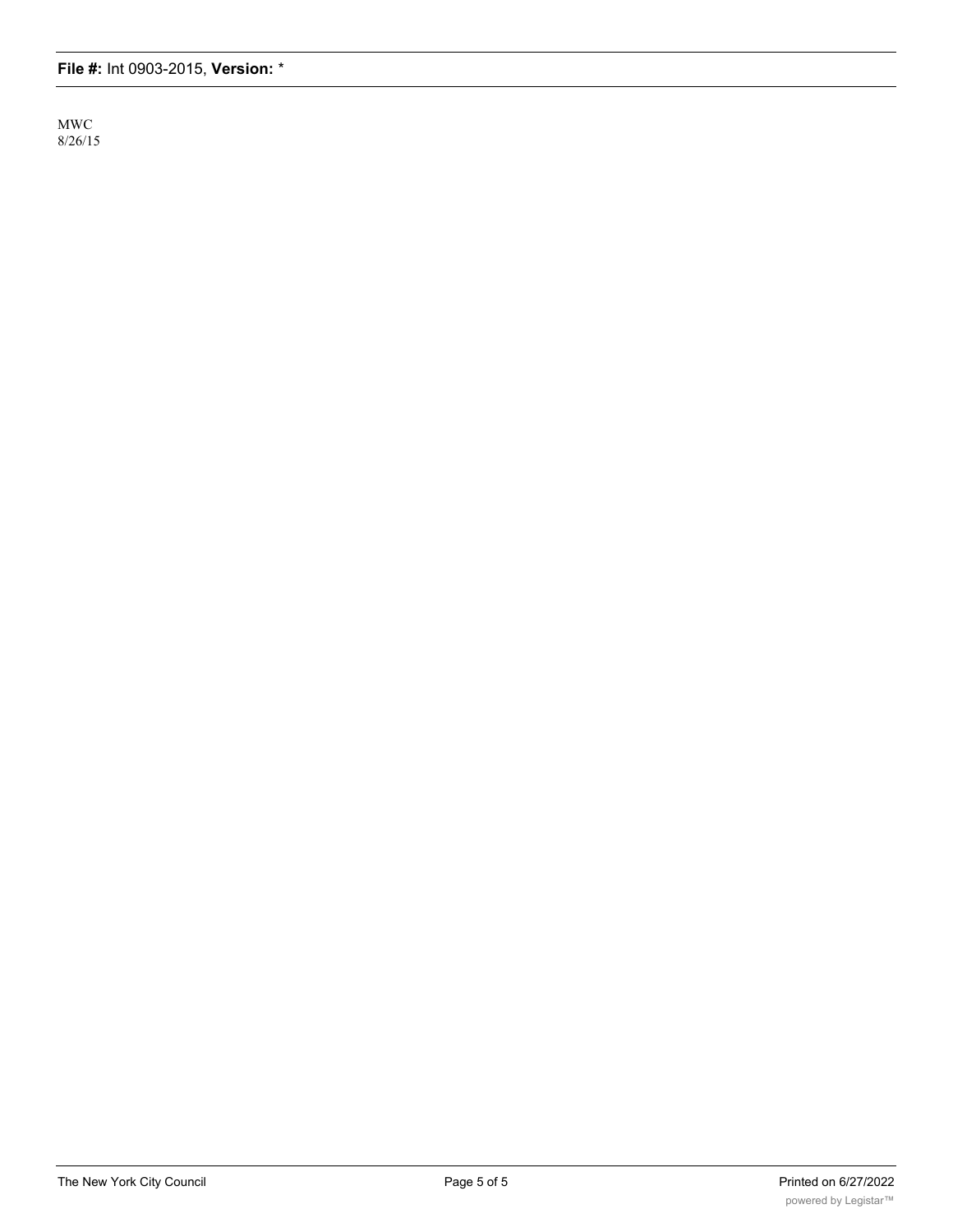MWC
8/26/15